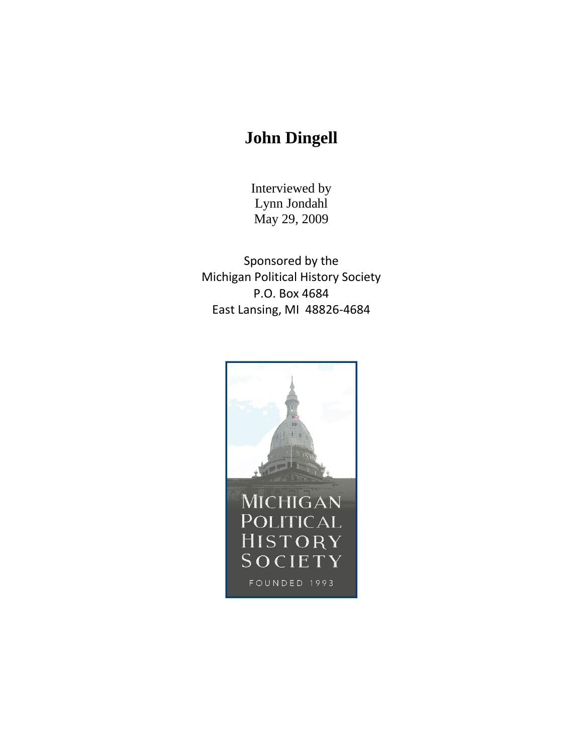# John Dingell

Interviewed by
Lynn Jondahl
May 29, 2009

Sponsored by the
Michigan Political History Society
P.O. Box 4684
East Lansing, MI 48826-4684

MICHIGAN
POLITICAL
HISTORY
SOCIETY
FOUNDED 1993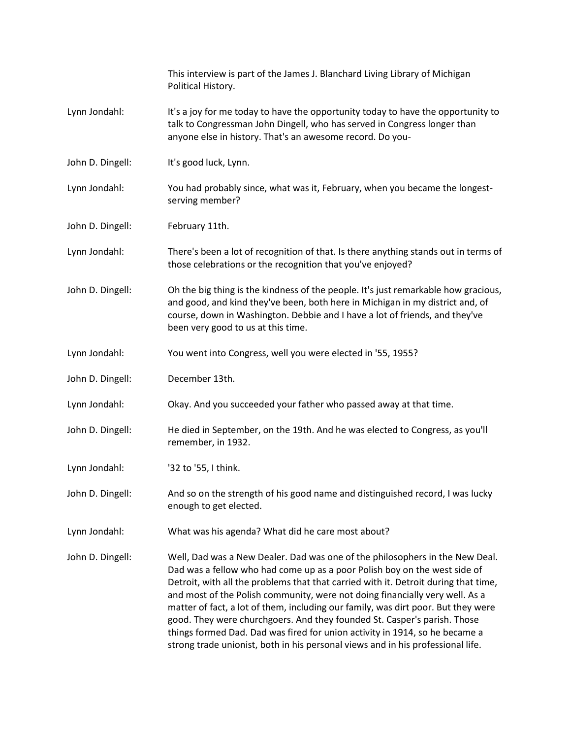This interview is part of the James J. Blanchard Living Library of Michigan Political History.

**Lynn Jondahl:** It's a joy for me today to have the opportunity today to have the opportunity to talk to Congressman John Dingell, who has served in Congress longer than anyone else in history. That's an awesome record. Do you-

**John D. Dingell:** It's good luck, Lynn.

**Lynn Jondahl:** You had probably since, what was it, February, when you became the longest-serving member?

**John D. Dingell:** February 11th.

**Lynn Jondahl:** There's been a lot of recognition of that. Is there anything stands out in terms of those celebrations or the recognition that you've enjoyed?

**John D. Dingell:** Oh the big thing is the kindness of the people. It's just remarkable how gracious, and good, and kind they've been, both here in Michigan in my district and, of course, down in Washington. Debbie and I have a lot of friends, and they've been very good to us at this time.

**Lynn Jondahl:** You went into Congress, well you were elected in '55, 1955?

**John D. Dingell:** December 13th.

**Lynn Jondahl:** Okay. And you succeeded your father who passed away at that time.

**John D. Dingell:** He died in September, on the 19th. And he was elected to Congress, as you'll remember, in 1932.

**Lynn Jondahl:** '32 to '55, I think.

**John D. Dingell:** And so on the strength of his good name and distinguished record, I was lucky enough to get elected.

**Lynn Jondahl:** What was his agenda? What did he care most about?

**John D. Dingell:** Well, Dad was a New Dealer. Dad was one of the philosophers in the New Deal. Dad was a fellow who had come up as a poor Polish boy on the west side of Detroit, with all the problems that that carried with it. Detroit during that time, and most of the Polish community, were not doing financially very well. As a matter of fact, a lot of them, including our family, was dirt poor. But they were good. They were churchgoers. And they founded St. Casper's parish. Those things formed Dad. Dad was fired for union activity in 1914, so he became a strong trade unionist, both in his personal views and in his professional life.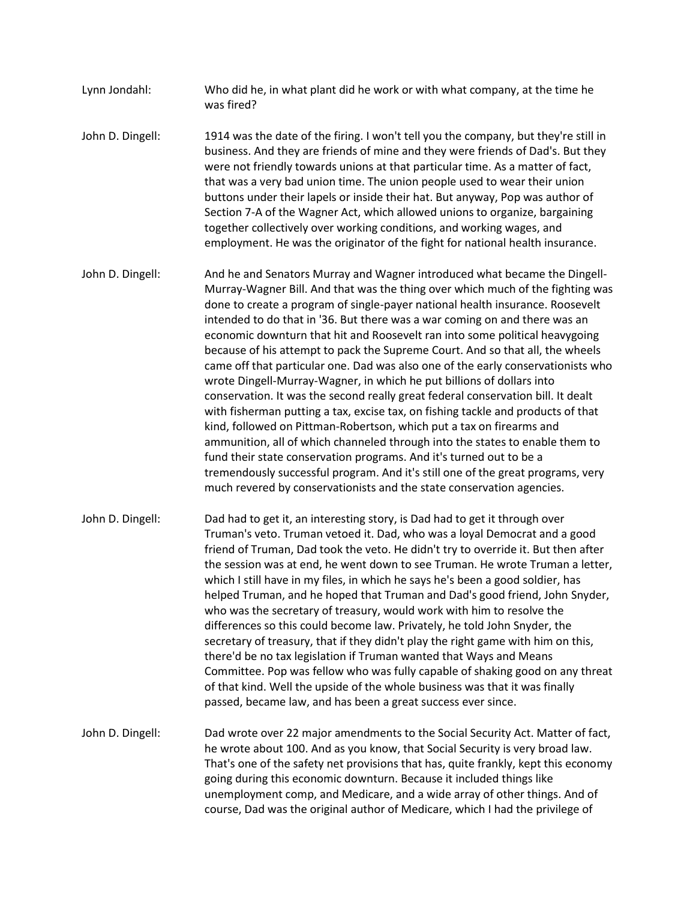Lynn Jondahl: Who did he, in what plant did he work or with what company, at the time he was fired?

John D. Dingell: 1914 was the date of the firing. I won't tell you the company, but they're still in business. And they are friends of mine and they were friends of Dad's. But they were not friendly towards unions at that particular time. As a matter of fact, that was a very bad union time. The union people used to wear their union buttons under their lapels or inside their hat. But anyway, Pop was author of Section 7-A of the Wagner Act, which allowed unions to organize, bargaining together collectively over working conditions, and working wages, and employment. He was the originator of the fight for national health insurance.

John D. Dingell: And he and Senators Murray and Wagner introduced what became the Dingell-Murray-Wagner Bill. And that was the thing over which much of the fighting was done to create a program of single-payer national health insurance. Roosevelt intended to do that in '36. But there was a war coming on and there was an economic downturn that hit and Roosevelt ran into some political heavygoing because of his attempt to pack the Supreme Court. And so that all, the wheels came off that particular one. Dad was also one of the early conservationists who wrote Dingell-Murray-Wagner, in which he put billions of dollars into conservation. It was the second really great federal conservation bill. It dealt with fisherman putting a tax, excise tax, on fishing tackle and products of that kind, followed on Pittman-Robertson, which put a tax on firearms and ammunition, all of which channeled through into the states to enable them to fund their state conservation programs. And it's turned out to be a tremendously successful program. And it's still one of the great programs, very much revered by conservationists and the state conservation agencies.

John D. Dingell: Dad had to get it, an interesting story, is Dad had to get it through over Truman's veto. Truman vetoed it. Dad, who was a loyal Democrat and a good friend of Truman, Dad took the veto. He didn't try to override it. But then after the session was at end, he went down to see Truman. He wrote Truman a letter, which I still have in my files, in which he says he's been a good soldier, has helped Truman, and he hoped that Truman and Dad's good friend, John Snyder, who was the secretary of treasury, would work with him to resolve the differences so this could become law. Privately, he told John Snyder, the secretary of treasury, that if they didn't play the right game with him on this, there'd be no tax legislation if Truman wanted that Ways and Means Committee. Pop was fellow who was fully capable of shaking good on any threat of that kind. Well the upside of the whole business was that it was finally passed, became law, and has been a great success ever since.

John D. Dingell: Dad wrote over 22 major amendments to the Social Security Act. Matter of fact, he wrote about 100. And as you know, that Social Security is very broad law. That's one of the safety net provisions that has, quite frankly, kept this economy going during this economic downturn. Because it included things like unemployment comp, and Medicare, and a wide array of other things. And of course, Dad was the original author of Medicare, which I had the privilege of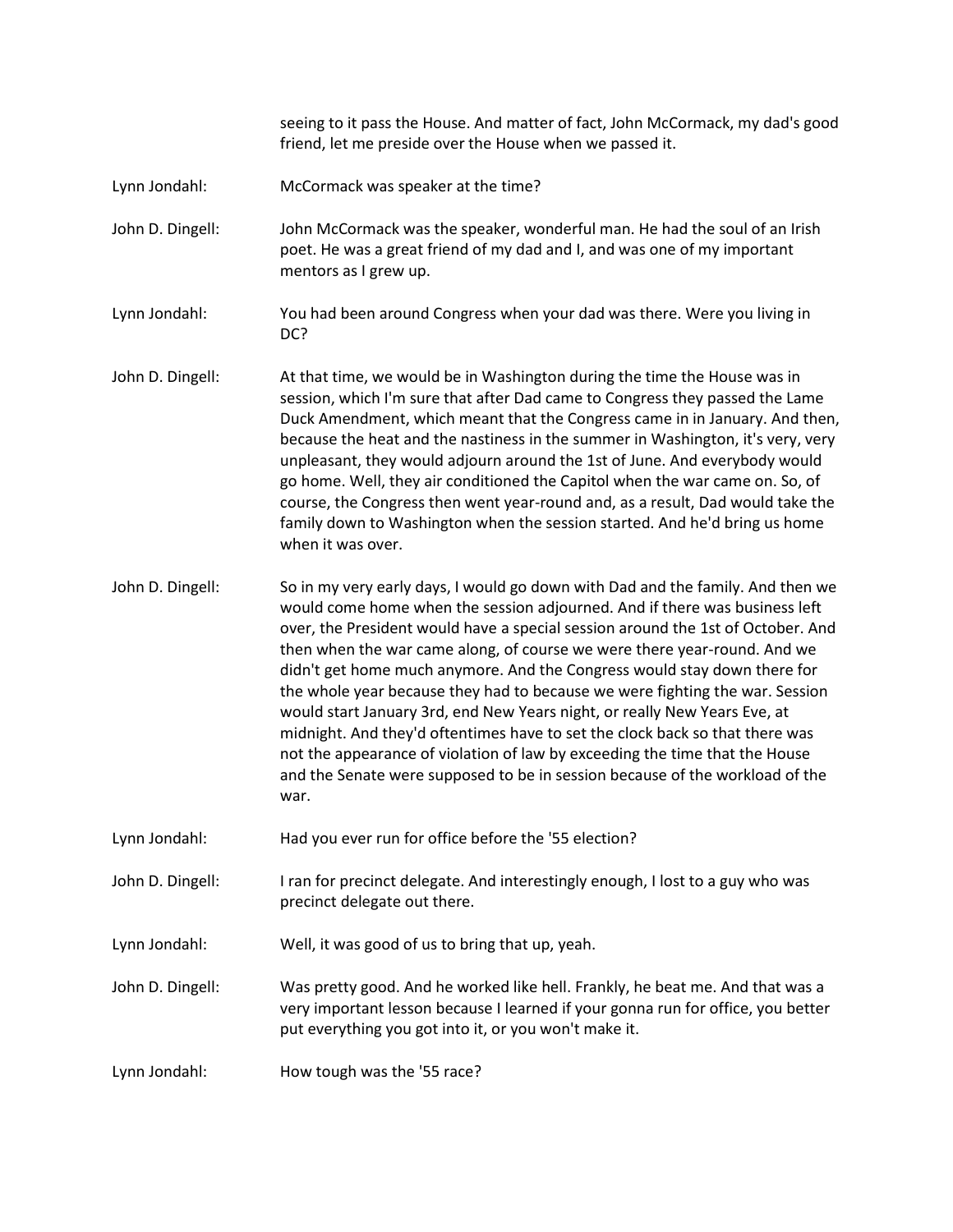seeing to it pass the House. And matter of fact, John McCormack, my dad's good friend, let me preside over the House when we passed it.

Lynn Jondahl: McCormack was speaker at the time?

John D. Dingell: John McCormack was the speaker, wonderful man. He had the soul of an Irish poet. He was a great friend of my dad and I, and was one of my important mentors as I grew up.

Lynn Jondahl: You had been around Congress when your dad was there. Were you living in DC?

John D. Dingell: At that time, we would be in Washington during the time the House was in session, which I'm sure that after Dad came to Congress they passed the Lame Duck Amendment, which meant that the Congress came in in January. And then, because the heat and the nastiness in the summer in Washington, it's very, very unpleasant, they would adjourn around the 1st of June. And everybody would go home. Well, they air conditioned the Capitol when the war came on. So, of course, the Congress then went year-round and, as a result, Dad would take the family down to Washington when the session started. And he'd bring us home when it was over.

John D. Dingell: So in my very early days, I would go down with Dad and the family. And then we would come home when the session adjourned. And if there was business left over, the President would have a special session around the 1st of October. And then when the war came along, of course we were there year-round. And we didn't get home much anymore. And the Congress would stay down there for the whole year because they had to because we were fighting the war. Session would start January 3rd, end New Years night, or really New Years Eve, at midnight. And they'd oftentimes have to set the clock back so that there was not the appearance of violation of law by exceeding the time that the House and the Senate were supposed to be in session because of the workload of the war.

Lynn Jondahl: Had you ever run for office before the '55 election?

John D. Dingell: I ran for precinct delegate. And interestingly enough, I lost to a guy who was precinct delegate out there.

Lynn Jondahl: Well, it was good of us to bring that up, yeah.

John D. Dingell: Was pretty good. And he worked like hell. Frankly, he beat me. And that was a very important lesson because I learned if your gonna run for office, you better put everything you got into it, or you won't make it.

Lynn Jondahl: How tough was the '55 race?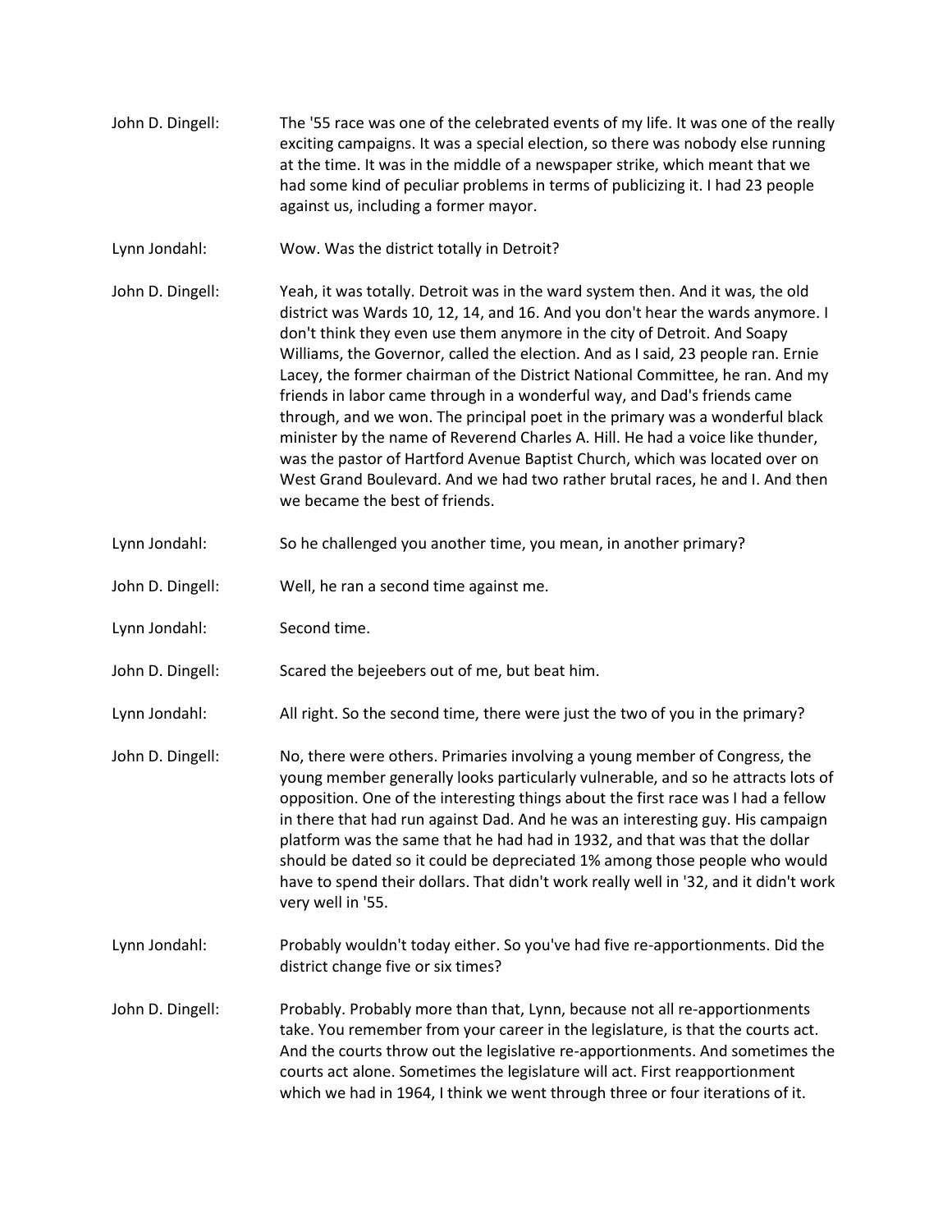John D. Dingell: The '55 race was one of the celebrated events of my life. It was one of the really exciting campaigns. It was a special election, so there was nobody else running at the time. It was in the middle of a newspaper strike, which meant that we had some kind of peculiar problems in terms of publicizing it. I had 23 people against us, including a former mayor.

Lynn Jondahl: Wow. Was the district totally in Detroit?

John D. Dingell: Yeah, it was totally. Detroit was in the ward system then. And it was, the old district was Wards 10, 12, 14, and 16. And you don't hear the wards anymore. I don't think they even use them anymore in the city of Detroit. And Soapy Williams, the Governor, called the election. And as I said, 23 people ran. Ernie Lacey, the former chairman of the District National Committee, he ran. And my friends in labor came through in a wonderful way, and Dad's friends came through, and we won. The principal poet in the primary was a wonderful black minister by the name of Reverend Charles A. Hill. He had a voice like thunder, was the pastor of Hartford Avenue Baptist Church, which was located over on West Grand Boulevard. And we had two rather brutal races, he and I. And then we became the best of friends.

Lynn Jondahl: So he challenged you another time, you mean, in another primary?

John D. Dingell: Well, he ran a second time against me.

Lynn Jondahl: Second time.

John D. Dingell: Scared the bejeebers out of me, but beat him.

Lynn Jondahl: All right. So the second time, there were just the two of you in the primary?

John D. Dingell: No, there were others. Primaries involving a young member of Congress, the young member generally looks particularly vulnerable, and so he attracts lots of opposition. One of the interesting things about the first race was I had a fellow in there that had run against Dad. And he was an interesting guy. His campaign platform was the same that he had had in 1932, and that was that the dollar should be dated so it could be depreciated 1% among those people who would have to spend their dollars. That didn't work really well in '32, and it didn't work very well in '55.

Lynn Jondahl: Probably wouldn't today either. So you've had five re-apportionments. Did the district change five or six times?

John D. Dingell: Probably. Probably more than that, Lynn, because not all re-apportionments take. You remember from your career in the legislature, is that the courts act. And the courts throw out the legislative re-apportionments. And sometimes the courts act alone. Sometimes the legislature will act. First reapportionment which we had in 1964, I think we went through three or four iterations of it.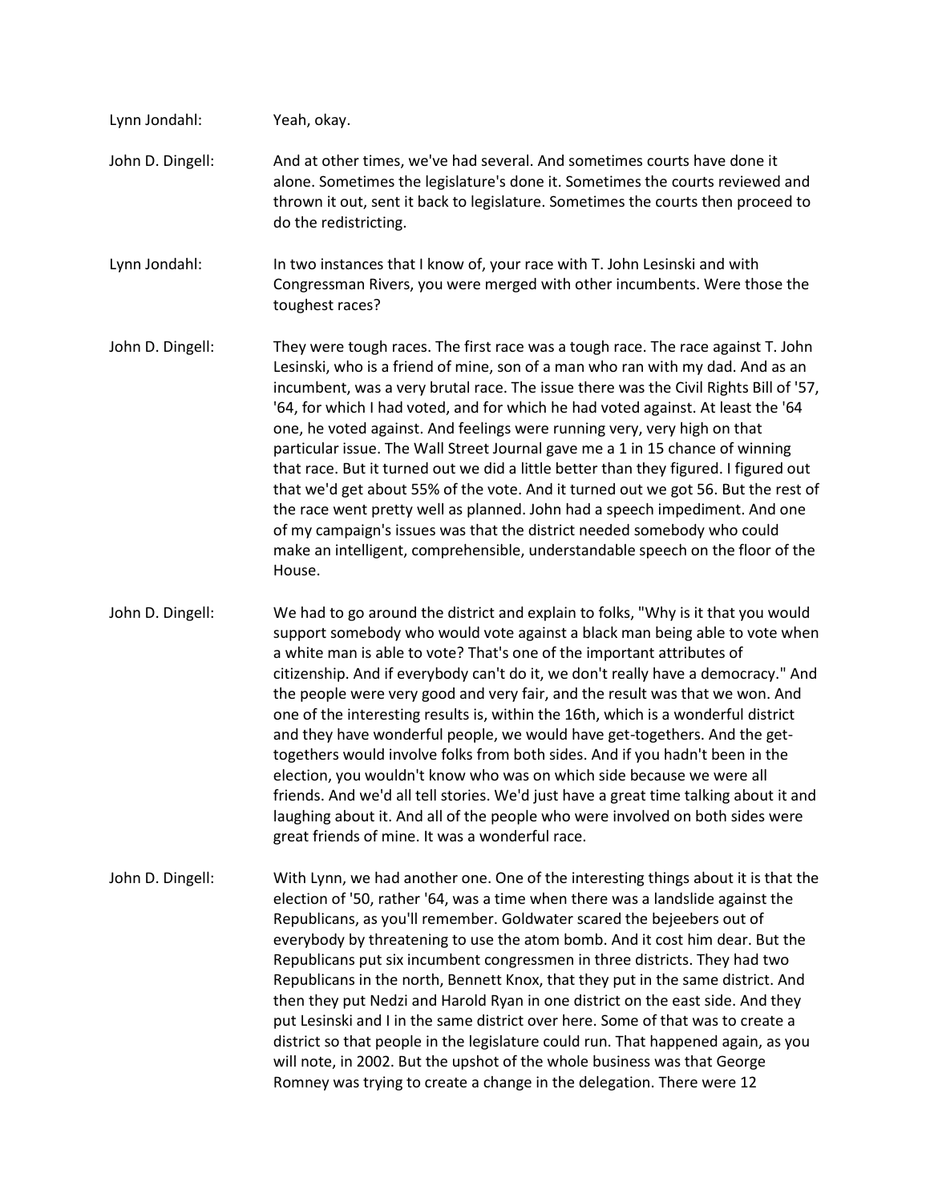Lynn Jondahl: Yeah, okay.

John D. Dingell: And at other times, we've had several. And sometimes courts have done it alone. Sometimes the legislature's done it. Sometimes the courts reviewed and thrown it out, sent it back to legislature. Sometimes the courts then proceed to do the redistricting.

Lynn Jondahl: In two instances that I know of, your race with T. John Lesinski and with Congressman Rivers, you were merged with other incumbents. Were those the toughest races?

John D. Dingell: They were tough races. The first race was a tough race. The race against T. John Lesinski, who is a friend of mine, son of a man who ran with my dad. And as an incumbent, was a very brutal race. The issue there was the Civil Rights Bill of '57, '64, for which I had voted, and for which he had voted against. At least the '64 one, he voted against. And feelings were running very, very high on that particular issue. The Wall Street Journal gave me a 1 in 15 chance of winning that race. But it turned out we did a little better than they figured. I figured out that we'd get about 55% of the vote. And it turned out we got 56. But the rest of the race went pretty well as planned. John had a speech impediment. And one of my campaign's issues was that the district needed somebody who could make an intelligent, comprehensible, understandable speech on the floor of the House.

John D. Dingell: We had to go around the district and explain to folks, "Why is it that you would support somebody who would vote against a black man being able to vote when a white man is able to vote? That's one of the important attributes of citizenship. And if everybody can't do it, we don't really have a democracy." And the people were very good and very fair, and the result was that we won. And one of the interesting results is, within the 16th, which is a wonderful district and they have wonderful people, we would have get-togethers. And the get-togethers would involve folks from both sides. And if you hadn't been in the election, you wouldn't know who was on which side because we were all friends. And we'd all tell stories. We'd just have a great time talking about it and laughing about it. And all of the people who were involved on both sides were great friends of mine. It was a wonderful race.

John D. Dingell: With Lynn, we had another one. One of the interesting things about it is that the election of '50, rather '64, was a time when there was a landslide against the Republicans, as you'll remember. Goldwater scared the bejeebers out of everybody by threatening to use the atom bomb. And it cost him dear. But the Republicans put six incumbent congressmen in three districts. They had two Republicans in the north, Bennett Knox, that they put in the same district. And then they put Nedzi and Harold Ryan in one district on the east side. And they put Lesinski and I in the same district over here. Some of that was to create a district so that people in the legislature could run. That happened again, as you will note, in 2002. But the upshot of the whole business was that George Romney was trying to create a change in the delegation. There were 12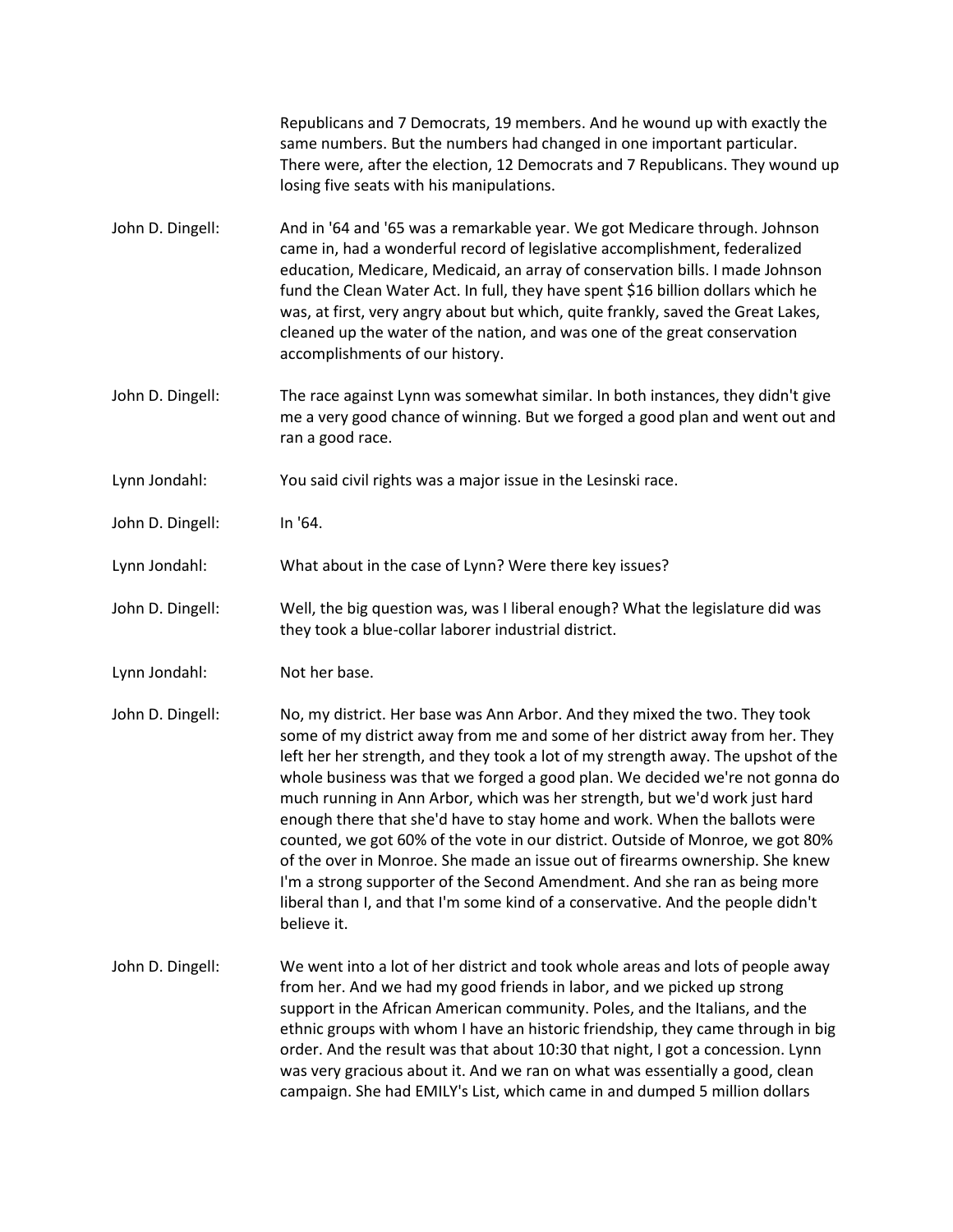Republicans and 7 Democrats, 19 members. And he wound up with exactly the same numbers. But the numbers had changed in one important particular. There were, after the election, 12 Democrats and 7 Republicans. They wound up losing five seats with his manipulations.

John D. Dingell: And in '64 and '65 was a remarkable year. We got Medicare through. Johnson came in, had a wonderful record of legislative accomplishment, federalized education, Medicare, Medicaid, an array of conservation bills. I made Johnson fund the Clean Water Act. In full, they have spent $16 billion dollars which he was, at first, very angry about but which, quite frankly, saved the Great Lakes, cleaned up the water of the nation, and was one of the great conservation accomplishments of our history.

John D. Dingell: The race against Lynn was somewhat similar. In both instances, they didn't give me a very good chance of winning. But we forged a good plan and went out and ran a good race.

Lynn Jondahl: You said civil rights was a major issue in the Lesinski race.

John D. Dingell: In '64.

Lynn Jondahl: What about in the case of Lynn? Were there key issues?

John D. Dingell: Well, the big question was, was I liberal enough? What the legislature did was they took a blue-collar laborer industrial district.

Lynn Jondahl: Not her base.

John D. Dingell: No, my district. Her base was Ann Arbor. And they mixed the two. They took some of my district away from me and some of her district away from her. They left her her strength, and they took a lot of my strength away. The upshot of the whole business was that we forged a good plan. We decided we're not gonna do much running in Ann Arbor, which was her strength, but we'd work just hard enough there that she'd have to stay home and work. When the ballots were counted, we got 60% of the vote in our district. Outside of Monroe, we got 80% of the over in Monroe. She made an issue out of firearms ownership. She knew I'm a strong supporter of the Second Amendment. And she ran as being more liberal than I, and that I'm some kind of a conservative. And the people didn't believe it.

John D. Dingell: We went into a lot of her district and took whole areas and lots of people away from her. And we had my good friends in labor, and we picked up strong support in the African American community. Poles, and the Italians, and the ethnic groups with whom I have an historic friendship, they came through in big order. And the result was that about 10:30 that night, I got a concession. Lynn was very gracious about it. And we ran on what was essentially a good, clean campaign. She had EMILY's List, which came in and dumped 5 million dollars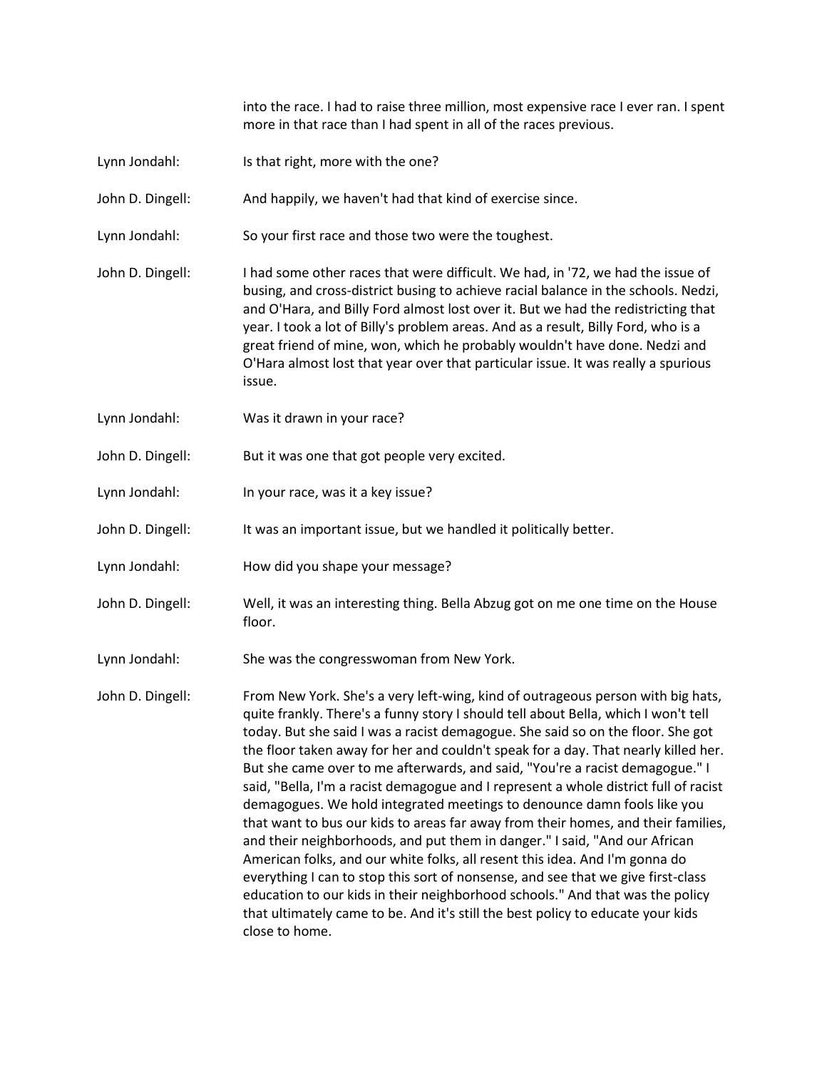into the race. I had to raise three million, most expensive race I ever ran. I spent more in that race than I had spent in all of the races previous.

Lynn Jondahl: Is that right, more with the one?

John D. Dingell: And happily, we haven't had that kind of exercise since.

Lynn Jondahl: So your first race and those two were the toughest.

John D. Dingell: I had some other races that were difficult. We had, in '72, we had the issue of busing, and cross-district busing to achieve racial balance in the schools. Nedzi, and O'Hara, and Billy Ford almost lost over it. But we had the redistricting that year. I took a lot of Billy's problem areas. And as a result, Billy Ford, who is a great friend of mine, won, which he probably wouldn't have done. Nedzi and O'Hara almost lost that year over that particular issue. It was really a spurious issue.

Lynn Jondahl: Was it drawn in your race?

John D. Dingell: But it was one that got people very excited.

Lynn Jondahl: In your race, was it a key issue?

John D. Dingell: It was an important issue, but we handled it politically better.

Lynn Jondahl: How did you shape your message?

John D. Dingell: Well, it was an interesting thing. Bella Abzug got on me one time on the House floor.

Lynn Jondahl: She was the congresswoman from New York.

John D. Dingell: From New York. She's a very left-wing, kind of outrageous person with big hats, quite frankly. There's a funny story I should tell about Bella, which I won't tell today. But she said I was a racist demagogue. She said so on the floor. She got the floor taken away for her and couldn't speak for a day. That nearly killed her. But she came over to me afterwards, and said, "You're a racist demagogue." I said, "Bella, I'm a racist demagogue and I represent a whole district full of racist demagogues. We hold integrated meetings to denounce damn fools like you that want to bus our kids to areas far away from their homes, and their families, and their neighborhoods, and put them in danger." I said, "And our African American folks, and our white folks, all resent this idea. And I'm gonna do everything I can to stop this sort of nonsense, and see that we give first-class education to our kids in their neighborhood schools." And that was the policy that ultimately came to be. And it's still the best policy to educate your kids close to home.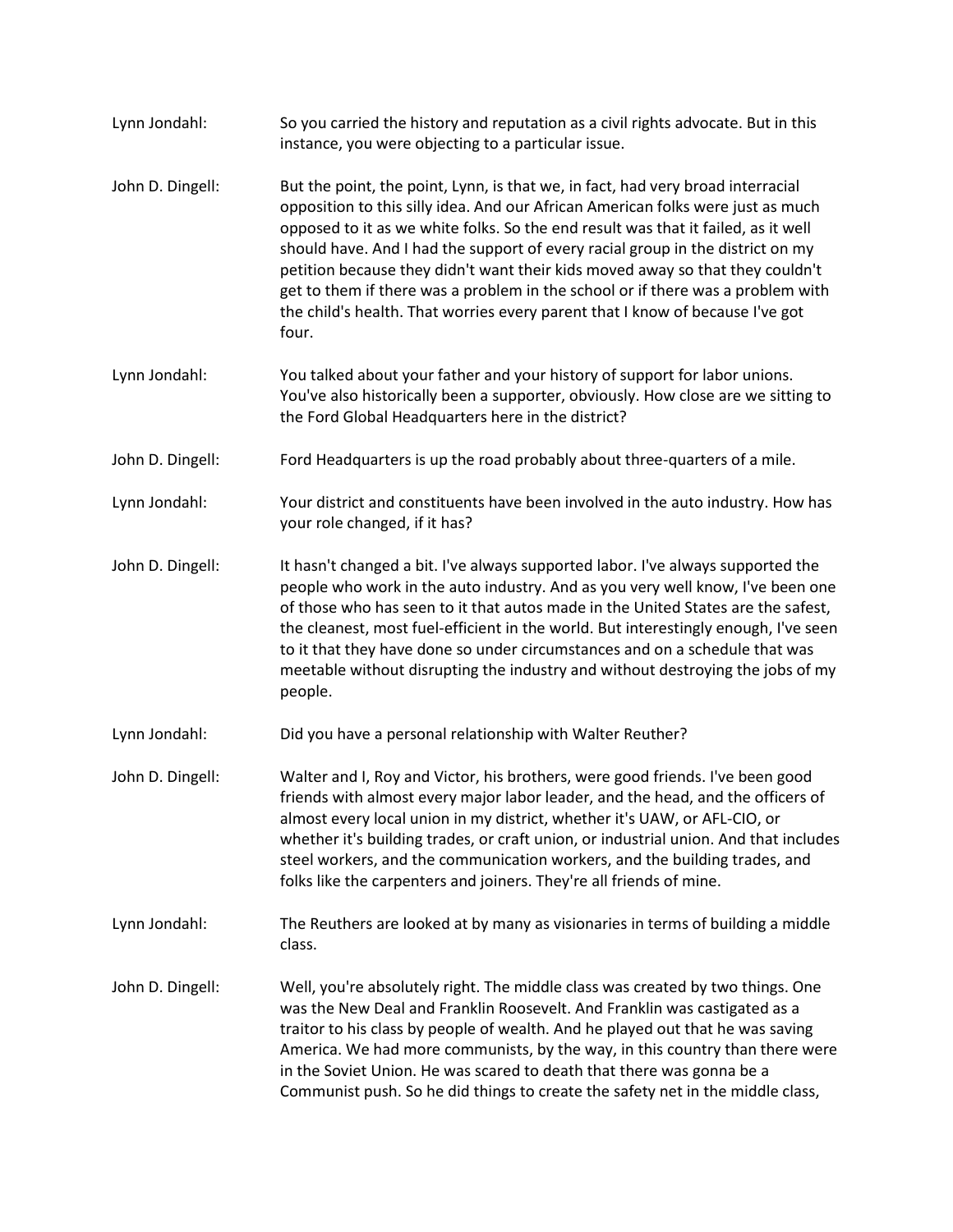**Lynn Jondahl:** So you carried the history and reputation as a civil rights advocate. But in this instance, you were objecting to a particular issue.

**John D. Dingell:** But the point, the point, Lynn, is that we, in fact, had very broad interracial opposition to this silly idea. And our African American folks were just as much opposed to it as we white folks. So the end result was that it failed, as it well should have. And I had the support of every racial group in the district on my petition because they didn't want their kids moved away so that they couldn't get to them if there was a problem in the school or if there was a problem with the child's health. That worries every parent that I know of because I've got four.

**Lynn Jondahl:** You talked about your father and your history of support for labor unions. You've also historically been a supporter, obviously. How close are we sitting to the Ford Global Headquarters here in the district?

**John D. Dingell:** Ford Headquarters is up the road probably about three-quarters of a mile.

**Lynn Jondahl:** Your district and constituents have been involved in the auto industry. How has your role changed, if it has?

**John D. Dingell:** It hasn't changed a bit. I've always supported labor. I've always supported the people who work in the auto industry. And as you very well know, I've been one of those who has seen to it that autos made in the United States are the safest, the cleanest, most fuel-efficient in the world. But interestingly enough, I've seen to it that they have done so under circumstances and on a schedule that was meetable without disrupting the industry and without destroying the jobs of my people.

**Lynn Jondahl:** Did you have a personal relationship with Walter Reuther?

**John D. Dingell:** Walter and I, Roy and Victor, his brothers, were good friends. I've been good friends with almost every major labor leader, and the head, and the officers of almost every local union in my district, whether it's UAW, or AFL-CIO, or whether it's building trades, or craft union, or industrial union. And that includes steel workers, and the communication workers, and the building trades, and folks like the carpenters and joiners. They're all friends of mine.

**Lynn Jondahl:** The Reuthers are looked at by many as visionaries in terms of building a middle class.

**John D. Dingell:** Well, you're absolutely right. The middle class was created by two things. One was the New Deal and Franklin Roosevelt. And Franklin was castigated as a traitor to his class by people of wealth. And he played out that he was saving America. We had more communists, by the way, in this country than there were in the Soviet Union. He was scared to death that there was gonna be a Communist push. So he did things to create the safety net in the middle class,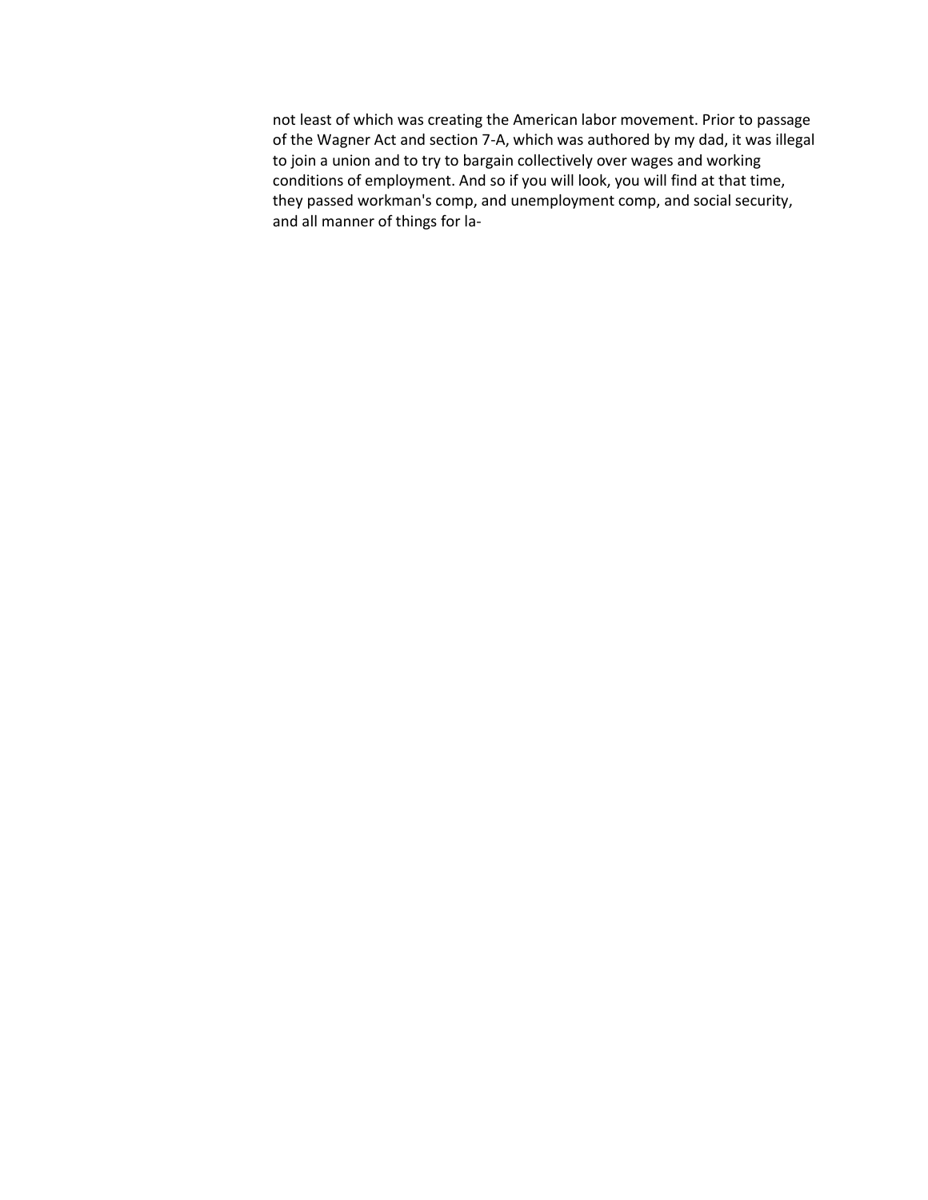not least of which was creating the American labor movement. Prior to passage of the Wagner Act and section 7-A, which was authored by my dad, it was illegal to join a union and to try to bargain collectively over wages and working conditions of employment. And so if you will look, you will find at that time, they passed workman's comp, and unemployment comp, and social security, and all manner of things for la-